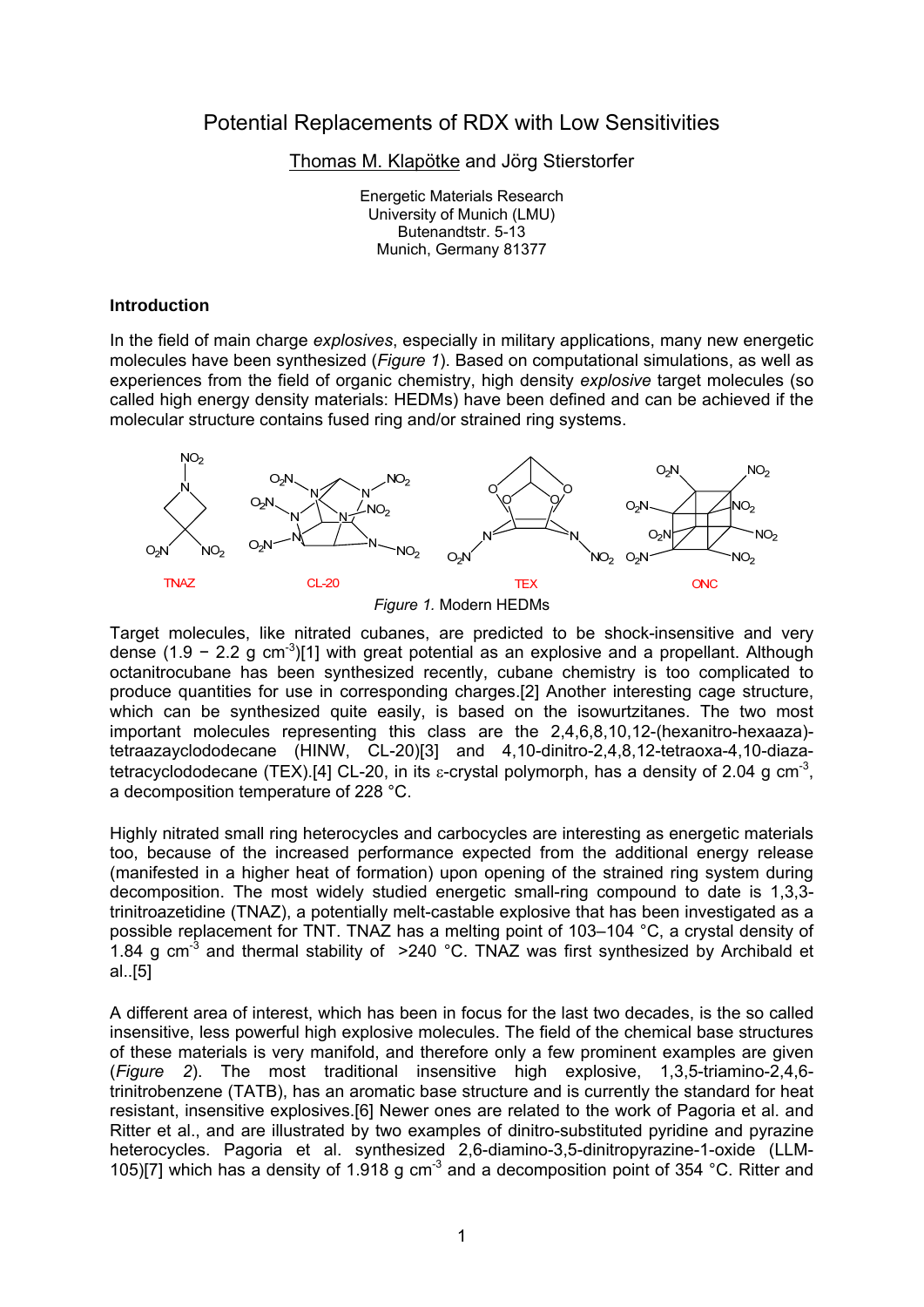# Potential Replacements of RDX with Low Sensitivities

Thomas M. Klapötke and Jörg Stierstorfer

Energetic Materials Research
University of Munich (LMU)
Butenandtstr. 5-13
Munich, Germany 81377

## Introduction

In the field of main charge *explosives*, especially in military applications, many new energetic molecules have been synthesized (*Figure 1*). Based on computational simulations, as well as experiences from the field of organic chemistry, high density *explosive* target molecules (so called high energy density materials: HEDMs) have been defined and can be achieved if the molecular structure contains fused ring and/or strained ring systems.

TNAZ CL-20 TEX ONC

*Figure 1.* Modern HEDMs

Target molecules, like nitrated cubanes, are predicted to be shock-insensitive and very dense (1.9 − 2.2 g cm$^{-3}$)[1] with great potential as an explosive and a propellant. Although octanitrocubane has been synthesized recently, cubane chemistry is too complicated to produce quantities for use in corresponding charges.[2] Another interesting cage structure, which can be synthesized quite easily, is based on the isowurtzitanes. The two most important molecules representing this class are the 2,4,6,8,10,12-(hexanitro-hexaaza)-tetraazayclododecane (HINW, CL-20)[3] and 4,10-dinitro-2,4,8,12-tetraoxa-4,10-diaza-tetracyclododecane (TEX).[4] CL-20, in its ε-crystal polymorph, has a density of 2.04 g cm$^{-3}$, a decomposition temperature of 228 °C.

Highly nitrated small ring heterocycles and carbocycles are interesting as energetic materials too, because of the increased performance expected from the additional energy release (manifested in a higher heat of formation) upon opening of the strained ring system during decomposition. The most widely studied energetic small-ring compound to date is 1,3,3-trinitroazetidine (TNAZ), a potentially melt-castable explosive that has been investigated as a possible replacement for TNT. TNAZ has a melting point of 103–104 °C, a crystal density of 1.84 g cm$^{-3}$ and thermal stability of >240 °C. TNAZ was first synthesized by Archibald et al..[5]

A different area of interest, which has been in focus for the last two decades, is the so called insensitive, less powerful high explosive molecules. The field of the chemical base structures of these materials is very manifold, and therefore only a few prominent examples are given (*Figure 2*). The most traditional insensitive high explosive, 1,3,5-triamino-2,4,6-trinitrobenzene (TATB), has an aromatic base structure and is currently the standard for heat resistant, insensitive explosives.[6] Newer ones are related to the work of Pagoria et al. and Ritter et al., and are illustrated by two examples of dinitro-substituted pyridine and pyrazine heterocycles. Pagoria et al. synthesized 2,6-diamino-3,5-dinitropyrazine-1-oxide (LLM-105)[7] which has a density of 1.918 g cm$^{-3}$ and a decomposition point of 354 °C. Ritter and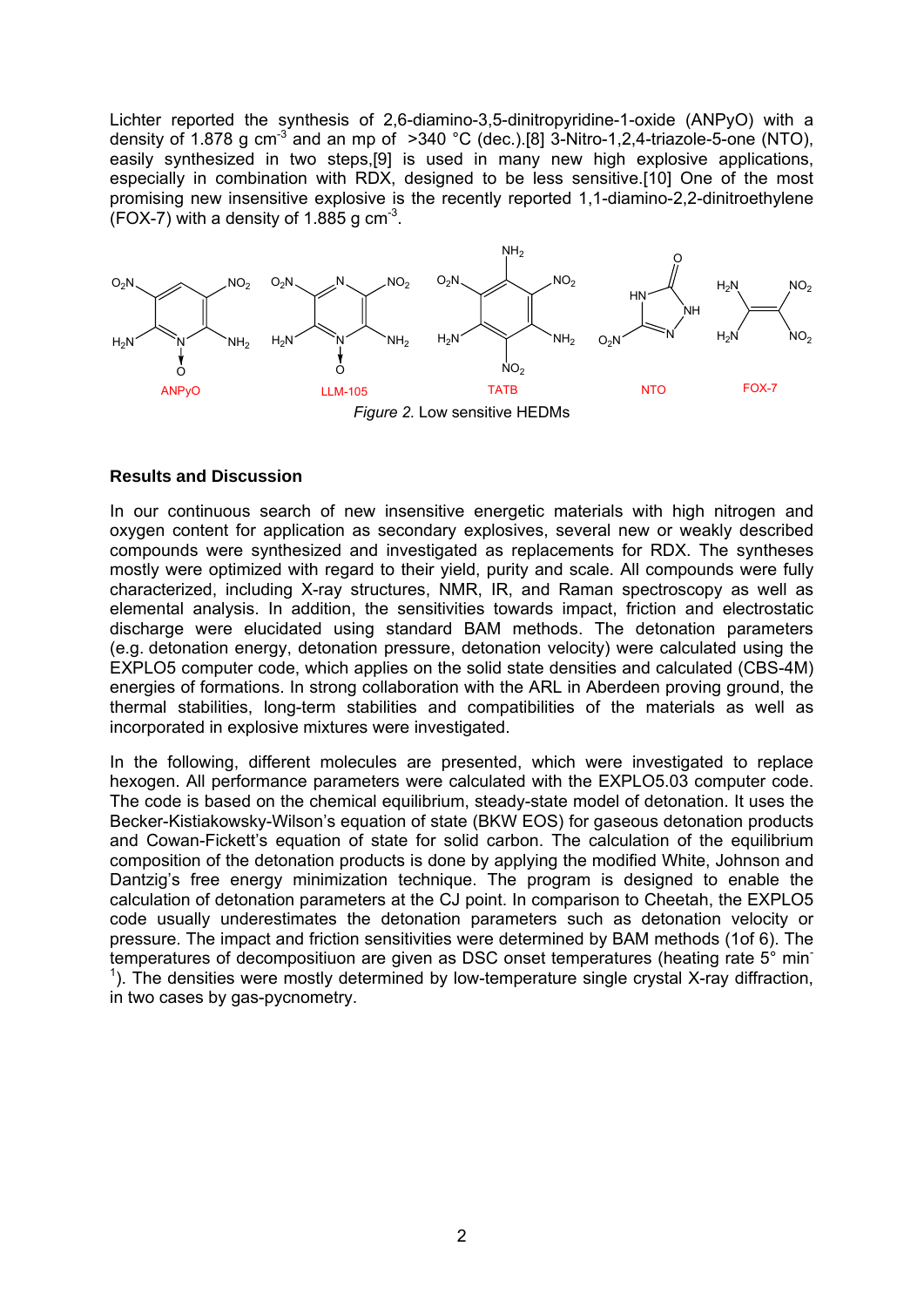Lichter reported the synthesis of 2,6-diamino-3,5-dinitropyridine-1-oxide (ANPyO) with a density of 1.878 g $cm^{-3}$ and an mp of >340 °C (dec.).[8] 3-Nitro-1,2,4-triazole-5-one (NTO), easily synthesized in two steps,[9] is used in many new high explosive applications, especially in combination with RDX, designed to be less sensitive.[10] One of the most promising new insensitive explosive is the recently reported 1,1-diamino-2,2-dinitroethylene (FOX-7) with a density of 1.885 g $cm^{-3}$.

*Figure 2.* Low sensitive HEDMs

## Results and Discussion

In our continuous search of new insensitive energetic materials with high nitrogen and oxygen content for application as secondary explosives, several new or weakly described compounds were synthesized and investigated as replacements for RDX. The syntheses mostly were optimized with regard to their yield, purity and scale. All compounds were fully characterized, including X-ray structures, NMR, IR, and Raman spectroscopy as well as elemental analysis. In addition, the sensitivities towards impact, friction and electrostatic discharge were elucidated using standard BAM methods. The detonation parameters (e.g. detonation energy, detonation pressure, detonation velocity) were calculated using the EXPLO5 computer code, which applies on the solid state densities and calculated (CBS-4M) energies of formations. In strong collaboration with the ARL in Aberdeen proving ground, the thermal stabilities, long-term stabilities and compatibilities of the materials as well as incorporated in explosive mixtures were investigated.

In the following, different molecules are presented, which were investigated to replace hexogen. All performance parameters were calculated with the EXPLO5.03 computer code. The code is based on the chemical equilibrium, steady-state model of detonation. It uses the Becker-Kistiakowsky-Wilson's equation of state (BKW EOS) for gaseous detonation products and Cowan-Fickett's equation of state for solid carbon. The calculation of the equilibrium composition of the detonation products is done by applying the modified White, Johnson and Dantzig's free energy minimization technique. The program is designed to enable the calculation of detonation parameters at the CJ point. In comparison to Cheetah, the EXPLO5 code usually underestimates the detonation parameters such as detonation velocity or pressure. The impact and friction sensitivities were determined by BAM methods (1of 6). The temperatures of decompositiuon are given as DSC onset temperatures (heating rate 5° $min^{-1}$). The densities were mostly determined by low-temperature single crystal X-ray diffraction, in two cases by gas-pycnometry.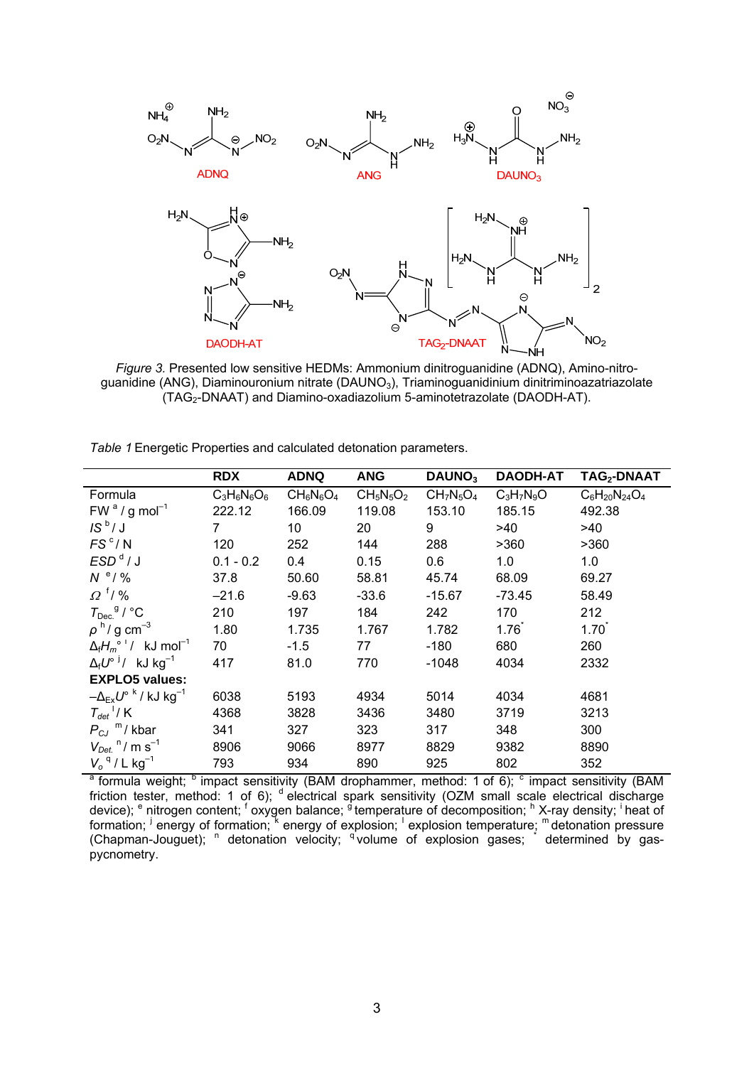*Figure 3.* Presented low sensitive HEDMs: Ammonium dinitroguanidine (ADNQ), Amino-nitro-guanidine (ANG), Diaminouronium nitrate ($DAUNO_3$), Triaminoguanidinium dinitriminoazatriazolate ($TAG_2$-DNAAT) and Diamino-oxadiazolium 5-aminotetrazolate (DAODH-AT).

*Table 1* Energetic Properties and calculated detonation parameters.

| | **RDX** | **ADNQ** | **ANG** | **$DAUNO_3$** | **DAODH-AT** | **$TAG_2$-DNAAT** |
|---|---|---|---|---|---|---|
| Formula | $C_3H_6N_6O_6$ | $CH_6N_6O_4$ | $CH_5N_5O_2$ | $CH_7N_5O_4$ | $C_3H_7N_9O$ | $C_6H_{20}N_{24}O_4$ |
| FW [a] / g mol$^{-1}$ | 222.12 | 166.09 | 119.08 | 153.10 | 185.15 | 492.38 |
| *IS* [b] / J | 7 | 10 | 20 | 9 | >40 | >40 |
| *FS* [c] / N | 120 | 252 | 144 | 288 | >360 | >360 |
| *ESD* [d] / J | 0.1 - 0.2 | 0.4 | 0.15 | 0.6 | 1.0 | 1.0 |
| *N* [e] / % | 37.8 | 50.60 | 58.81 | 45.74 | 68.09 | 69.27 |
| *Ω* [f] / % | –21.6 | -9.63 | -33.6 | -15.67 | -73.45 | 58.49 |
| $T_{Dec.}$ [g] / °C | 210 | 197 | 184 | 242 | 170 | 212 |
| *ρ* [h] / g cm$^{-3}$ | 1.80 | 1.735 | 1.767 | 1.782 | 1.76* | 1.70* |
| $\Delta_f H_m°$ [i] / kJ mol$^{-1}$ | 70 | -1.5 | 77 | -180 | 680 | 260 |
| $\Delta_f U°$ [j] / kJ kg$^{-1}$ | 417 | 81.0 | 770 | -1048 | 4034 | 2332 |
| **EXPLO5 values:** | | | | | | |
| $-\Delta_{Ex}U°$ [k] / kJ kg$^{-1}$ | 6038 | 5193 | 4934 | 5014 | 4034 | 4681 |
| $T_{det}$ [l] / K | 4368 | 3828 | 3436 | 3480 | 3719 | 3213 |
| $P_{CJ}$ [m] / kbar | 341 | 327 | 323 | 317 | 348 | 300 |
| $V_{Det.}$ [n] / m s$^{-1}$ | 8906 | 9066 | 8977 | 8829 | 9382 | 8890 |
| $V_o$ [q] / L kg$^{-1}$ | 793 | 934 | 890 | 925 | 802 | 352 |

[a] formula weight; [b] impact sensitivity (BAM drophammer, method: 1 of 6); [c] impact sensitivity (BAM friction tester, method: 1 of 6); [d] electrical spark sensitivity (OZM small scale electrical discharge device); [e] nitrogen content; [f] oxygen balance; [g] temperature of decomposition; [h] X-ray density; [i] heat of formation; [j] energy of formation; [k] energy of explosion; [l] explosion temperature; [m] detonation pressure (Chapman-Jouguet); [n] detonation velocity; [q] volume of explosion gases; * determined by gas-pycnometry.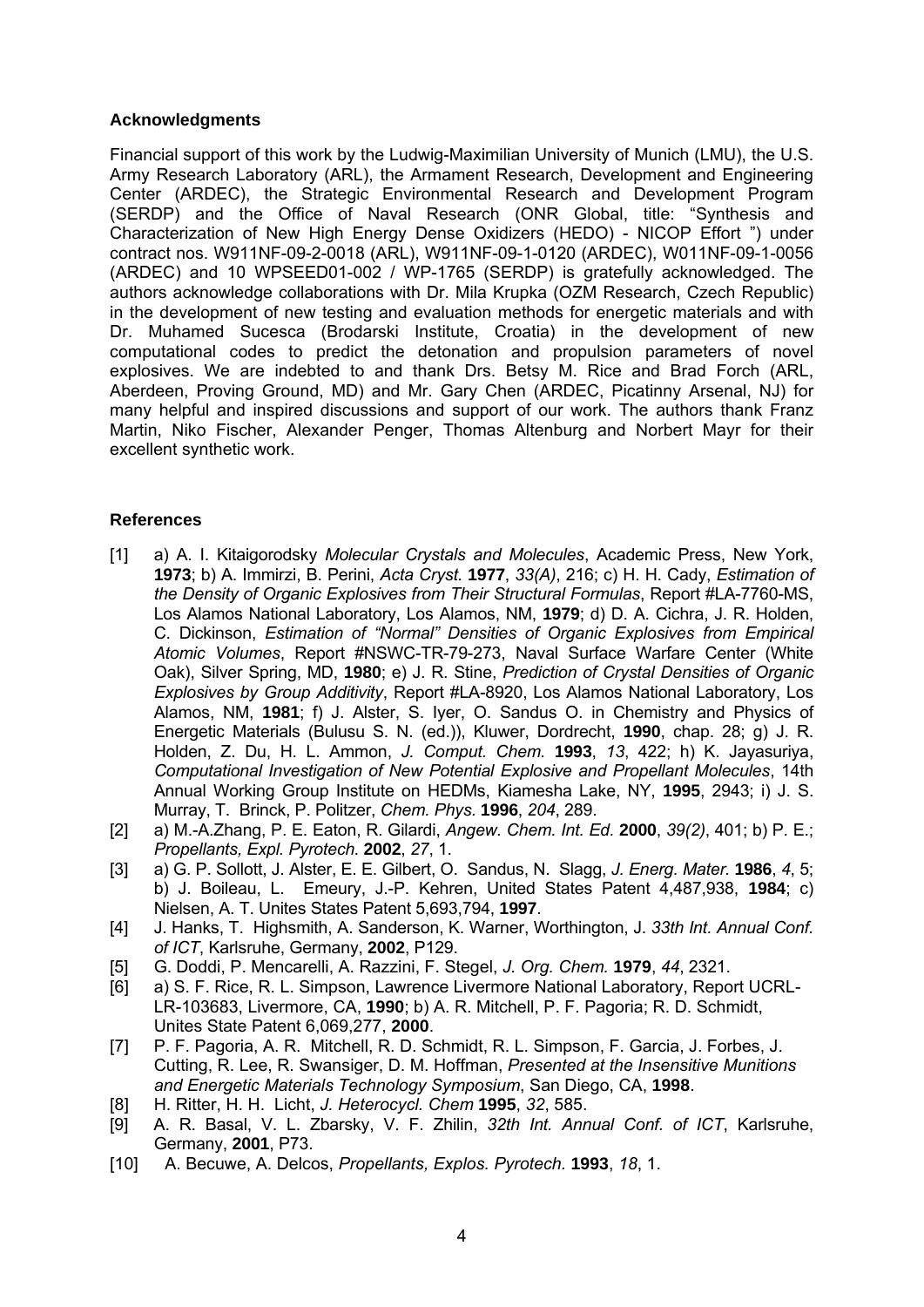### Acknowledgments

Financial support of this work by the Ludwig-Maximilian University of Munich (LMU), the U.S. Army Research Laboratory (ARL), the Armament Research, Development and Engineering Center (ARDEC), the Strategic Environmental Research and Development Program (SERDP) and the Office of Naval Research (ONR Global, title: "Synthesis and Characterization of New High Energy Dense Oxidizers (HEDO) - NICOP Effort ") under contract nos. W911NF-09-2-0018 (ARL), W911NF-09-1-0120 (ARDEC), W011NF-09-1-0056 (ARDEC) and 10 WPSEED01-002 / WP-1765 (SERDP) is gratefully acknowledged. The authors acknowledge collaborations with Dr. Mila Krupka (OZM Research, Czech Republic) in the development of new testing and evaluation methods for energetic materials and with Dr. Muhamed Sucesca (Brodarski Institute, Croatia) in the development of new computational codes to predict the detonation and propulsion parameters of novel explosives. We are indebted to and thank Drs. Betsy M. Rice and Brad Forch (ARL, Aberdeen, Proving Ground, MD) and Mr. Gary Chen (ARDEC, Picatinny Arsenal, NJ) for many helpful and inspired discussions and support of our work. The authors thank Franz Martin, Niko Fischer, Alexander Penger, Thomas Altenburg and Norbert Mayr for their excellent synthetic work.

### References

[1] a) A. I. Kitaigorodsky *Molecular Crystals and Molecules*, Academic Press, New York, **1973**; b) A. Immirzi, B. Perini, *Acta Cryst.* **1977**, *33(A)*, 216; c) H. H. Cady, *Estimation of the Density of Organic Explosives from Their Structural Formulas*, Report #LA-7760-MS, Los Alamos National Laboratory, Los Alamos, NM, **1979**; d) D. A. Cichra, J. R. Holden, C. Dickinson, *Estimation of "Normal" Densities of Organic Explosives from Empirical Atomic Volumes*, Report #NSWC-TR-79-273, Naval Surface Warfare Center (White Oak), Silver Spring, MD, **1980**; e) J. R. Stine, *Prediction of Crystal Densities of Organic Explosives by Group Additivity*, Report #LA-8920, Los Alamos National Laboratory, Los Alamos, NM, **1981**; f) J. Alster, S. Iyer, O. Sandus O. in Chemistry and Physics of Energetic Materials (Bulusu S. N. (ed.)), Kluwer, Dordrecht, **1990**, chap. 28; g) J. R. Holden, Z. Du, H. L. Ammon, *J. Comput. Chem.* **1993**, *13*, 422; h) K. Jayasuriya, *Computational Investigation of New Potential Explosive and Propellant Molecules*, 14th Annual Working Group Institute on HEDMs, Kiamesha Lake, NY, **1995**, 2943; i) J. S. Murray, T. Brinck, P. Politzer, *Chem. Phys.* **1996**, *204*, 289.

[2] a) M.-A.Zhang, P. E. Eaton, R. Gilardi, *Angew. Chem. Int. Ed.* **2000**, *39(2)*, 401; b) P. E.; *Propellants, Expl. Pyrotech.* **2002**, *27*, 1.

[3] a) G. P. Sollott, J. Alster, E. E. Gilbert, O. Sandus, N. Slagg, *J. Energ. Mater.* **1986**, *4*, 5; b) J. Boileau, L. Emeury, J.-P. Kehren, United States Patent 4,487,938, **1984**; c) Nielsen, A. T. Unites States Patent 5,693,794, **1997**.

[4] J. Hanks, T. Highsmith, A. Sanderson, K. Warner, Worthington, J. *33th Int. Annual Conf. of ICT*, Karlsruhe, Germany, **2002**, P129.

[5] G. Doddi, P. Mencarelli, A. Razzini, F. Stegel, *J. Org. Chem.* **1979**, *44*, 2321.

[6] a) S. F. Rice, R. L. Simpson, Lawrence Livermore National Laboratory, Report UCRL-LR-103683, Livermore, CA, **1990**; b) A. R. Mitchell, P. F. Pagoria; R. D. Schmidt, Unites State Patent 6,069,277, **2000**.

[7] P. F. Pagoria, A. R. Mitchell, R. D. Schmidt, R. L. Simpson, F. Garcia, J. Forbes, J. Cutting, R. Lee, R. Swansiger, D. M. Hoffman, *Presented at the Insensitive Munitions and Energetic Materials Technology Symposium*, San Diego, CA, **1998**.

[8] H. Ritter, H. H. Licht, *J. Heterocycl. Chem* **1995**, *32*, 585.

[9] A. R. Basal, V. L. Zbarsky, V. F. Zhilin, *32th Int. Annual Conf. of ICT*, Karlsruhe, Germany, **2001**, P73.

[10] A. Becuwe, A. Delcos, *Propellants, Explos. Pyrotech.* **1993**, *18*, 1.